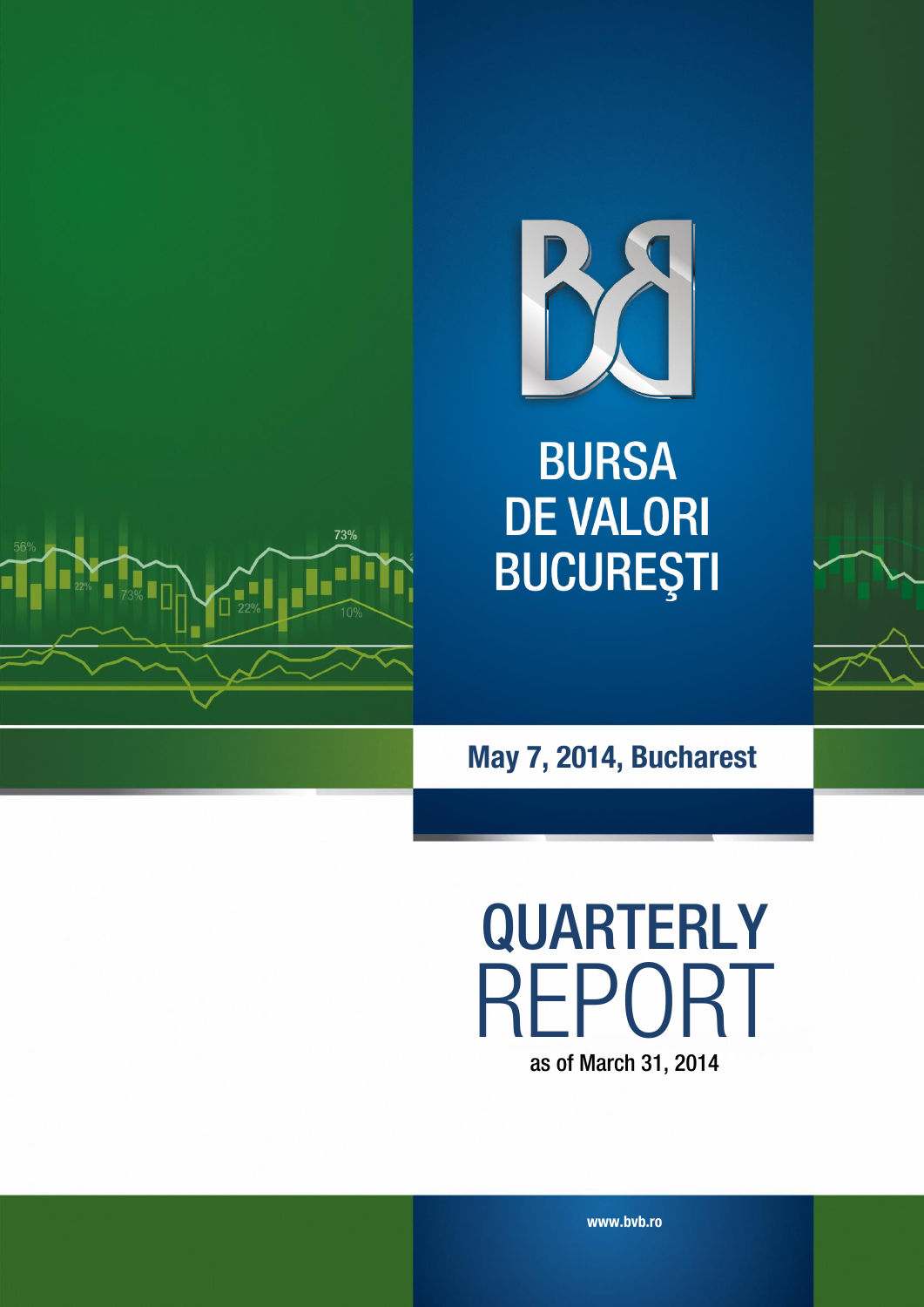# BURSA DE VALORI BUCUREŞTI

**May 7, 2014, Bucharest**

# QUARTERLY REPORT

as of March 31, 2014

www.bvb.ro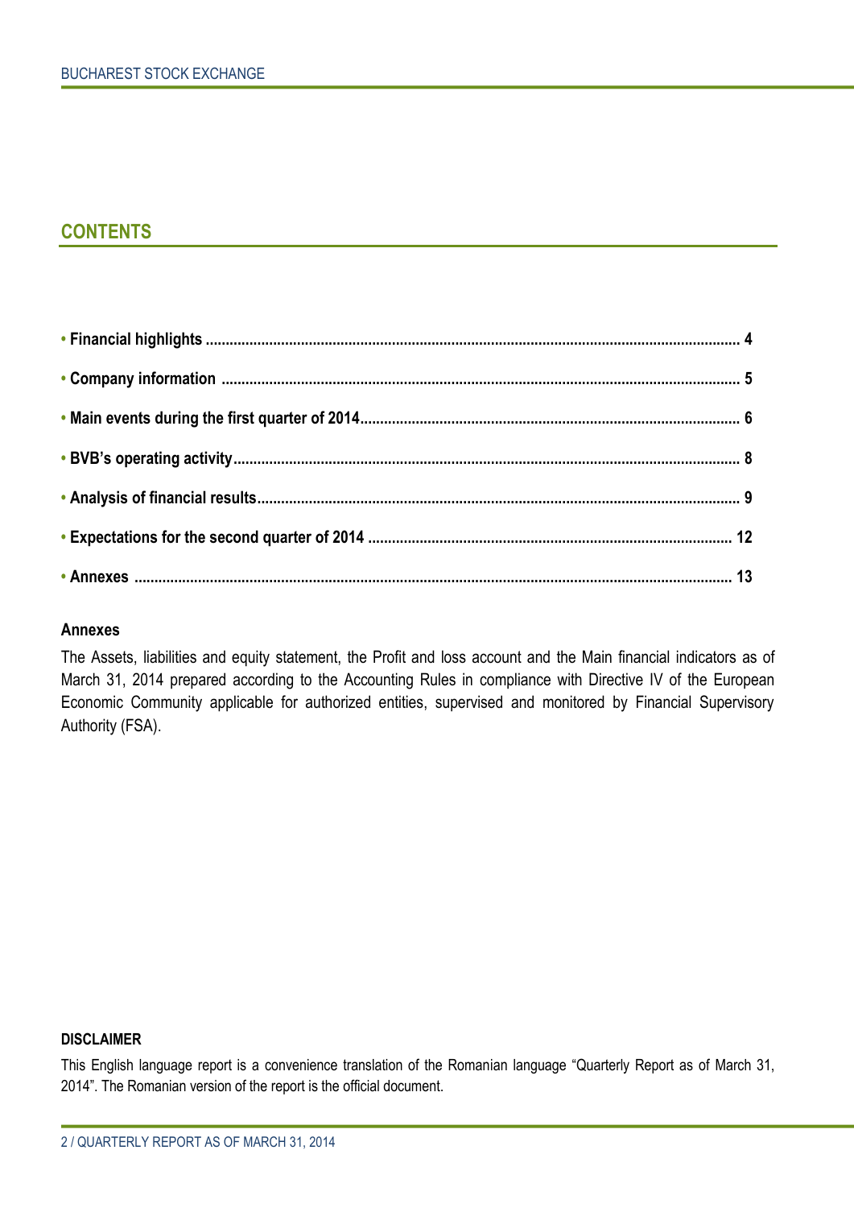## CONTENTS

- **Financial highlights** .................................................. **4**
- **Company information** .................................................. **5**
- **Main events during the first quarter of 2014** .................................................. **6**
- **BVB's operating activity** .................................................. **8**
- **Analysis of financial results** .................................................. **9**
- **Expectations for the second quarter of 2014** .................................................. **12**
- **Annexes** .................................................. **13**

### Annexes

The Assets, liabilities and equity statement, the Profit and loss account and the Main financial indicators as of March 31, 2014 prepared according to the Accounting Rules in compliance with Directive IV of the European Economic Community applicable for authorized entities, supervised and monitored by Financial Supervisory Authority (FSA).

#### DISCLAIMER

This English language report is a convenience translation of the Romanian language "Quarterly Report as of March 31, 2014". The Romanian version of the report is the official document.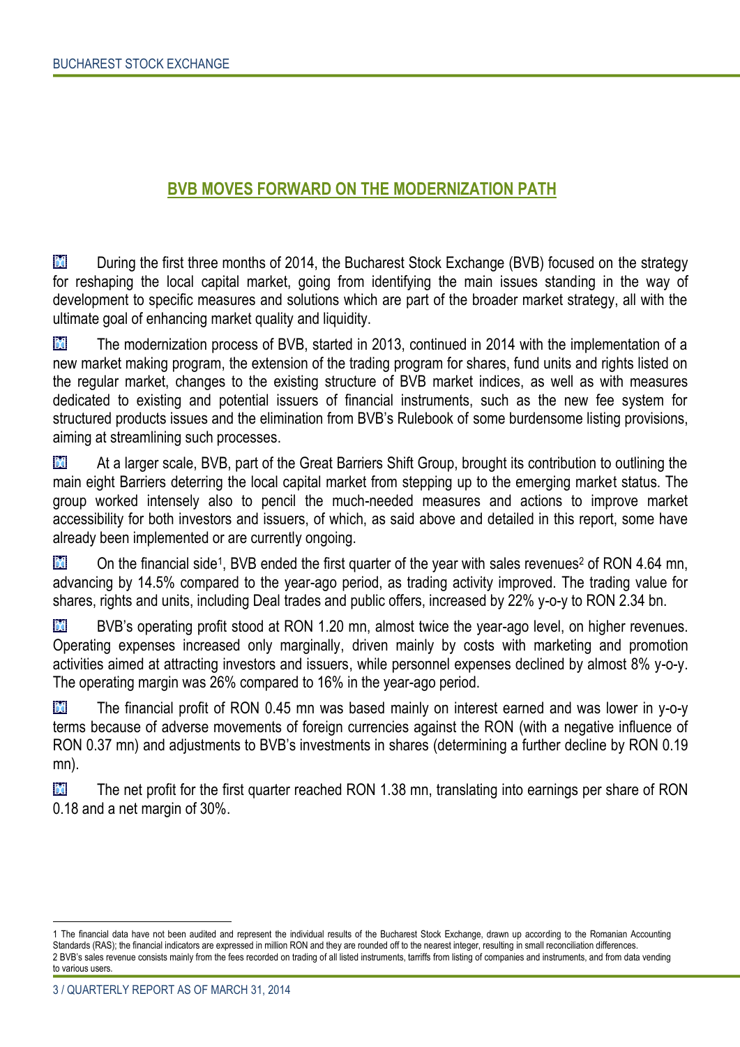# BVB MOVES FORWARD ON THE MODERNIZATION PATH

- During the first three months of 2014, the Bucharest Stock Exchange (BVB) focused on the strategy for reshaping the local capital market, going from identifying the main issues standing in the way of development to specific measures and solutions which are part of the broader market strategy, all with the ultimate goal of enhancing market quality and liquidity.

- The modernization process of BVB, started in 2013, continued in 2014 with the implementation of a new market making program, the extension of the trading program for shares, fund units and rights listed on the regular market, changes to the existing structure of BVB market indices, as well as with measures dedicated to existing and potential issuers of financial instruments, such as the new fee system for structured products issues and the elimination from BVB's Rulebook of some burdensome listing provisions, aiming at streamlining such processes.

- At a larger scale, BVB, part of the Great Barriers Shift Group, brought its contribution to outlining the main eight Barriers deterring the local capital market from stepping up to the emerging market status. The group worked intensely also to pencil the much-needed measures and actions to improve market accessibility for both investors and issuers, of which, as said above and detailed in this report, some have already been implemented or are currently ongoing.

- On the financial side[1], BVB ended the first quarter of the year with sales revenues[2] of RON 4.64 mn, advancing by 14.5% compared to the year-ago period, as trading activity improved. The trading value for shares, rights and units, including Deal trades and public offers, increased by 22% y-o-y to RON 2.34 bn.

- BVB's operating profit stood at RON 1.20 mn, almost twice the year-ago level, on higher revenues. Operating expenses increased only marginally, driven mainly by costs with marketing and promotion activities aimed at attracting investors and issuers, while personnel expenses declined by almost 8% y-o-y. The operating margin was 26% compared to 16% in the year-ago period.

- The financial profit of RON 0.45 mn was based mainly on interest earned and was lower in y-o-y terms because of adverse movements of foreign currencies against the RON (with a negative influence of RON 0.37 mn) and adjustments to BVB's investments in shares (determining a further decline by RON 0.19 mn).

- The net profit for the first quarter reached RON 1.38 mn, translating into earnings per share of RON 0.18 and a net margin of 30%.

---

1 The financial data have not been audited and represent the individual results of the Bucharest Stock Exchange, drawn up according to the Romanian Accounting Standards (RAS); the financial indicators are expressed in million RON and they are rounded off to the nearest integer, resulting in small reconciliation differences.

2 BVB's sales revenue consists mainly from the fees recorded on trading of all listed instruments, tarrifs from listing of companies and instruments, and from data vending to various users.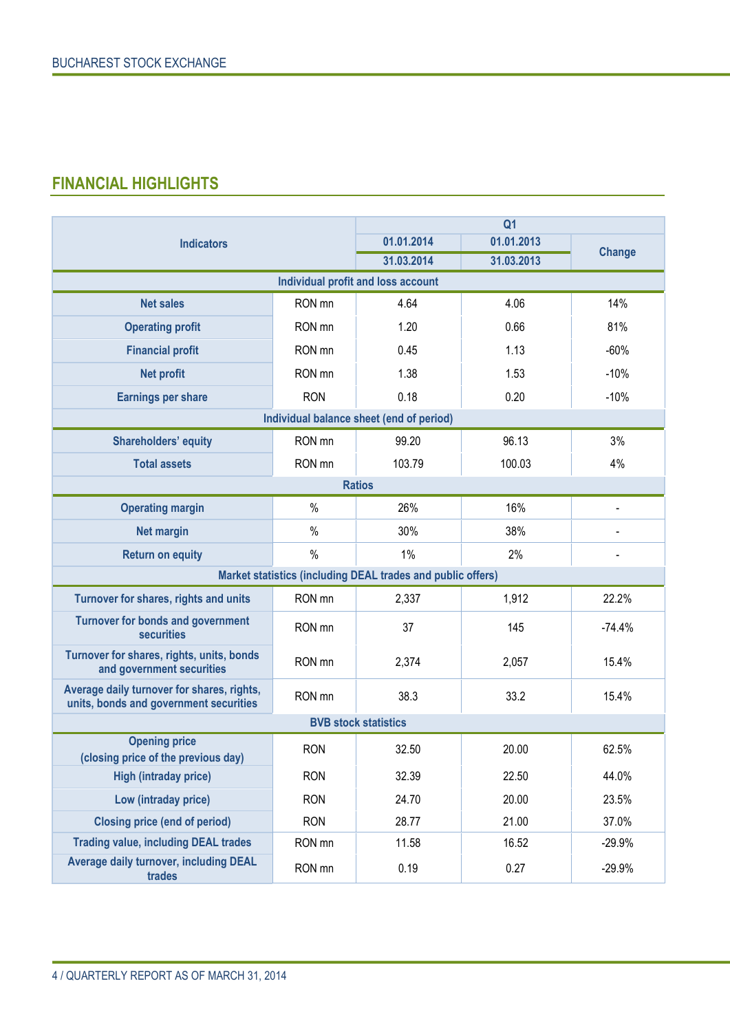## FINANCIAL HIGHLIGHTS

| Indicators | | Q1 01.01.2014 31.03.2014 | Q1 01.01.2013 31.03.2013 | Change |
|---|---|---|---|---|
| **Individual profit and loss account** | | | | |
| Net sales | RON mn | 4.64 | 4.06 | 14% |
| Operating profit | RON mn | 1.20 | 0.66 | 81% |
| Financial profit | RON mn | 0.45 | 1.13 | -60% |
| Net profit | RON mn | 1.38 | 1.53 | -10% |
| Earnings per share | RON | 0.18 | 0.20 | -10% |
| **Individual balance sheet (end of period)** | | | | |
| Shareholders' equity | RON mn | 99.20 | 96.13 | 3% |
| Total assets | RON mn | 103.79 | 100.03 | 4% |
| **Ratios** | | | | |
| Operating margin | % | 26% | 16% | - |
| Net margin | % | 30% | 38% | - |
| Return on equity | % | 1% | 2% | - |
| **Market statistics (including DEAL trades and public offers)** | | | | |
| Turnover for shares, rights and units | RON mn | 2,337 | 1,912 | 22.2% |
| Turnover for bonds and government securities | RON mn | 37 | 145 | -74.4% |
| Turnover for shares, rights, units, bonds and government securities | RON mn | 2,374 | 2,057 | 15.4% |
| Average daily turnover for shares, rights, units, bonds and government securities | RON mn | 38.3 | 33.2 | 15.4% |
| **BVB stock statistics** | | | | |
| Opening price (closing price of the previous day) | RON | 32.50 | 20.00 | 62.5% |
| High (intraday price) | RON | 32.39 | 22.50 | 44.0% |
| Low (intraday price) | RON | 24.70 | 20.00 | 23.5% |
| Closing price (end of period) | RON | 28.77 | 21.00 | 37.0% |
| Trading value, including DEAL trades | RON mn | 11.58 | 16.52 | -29.9% |
| Average daily turnover, including DEAL trades | RON mn | 0.19 | 0.27 | -29.9% |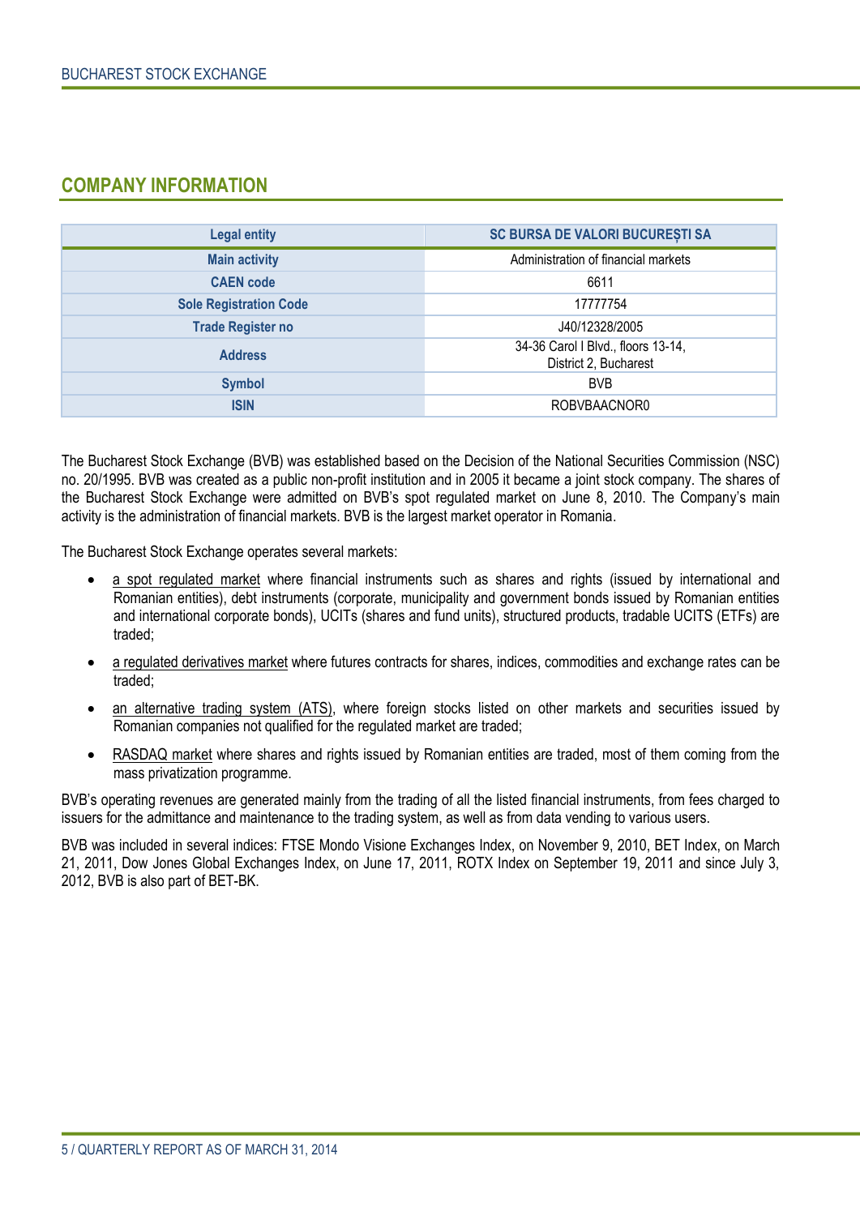## COMPANY INFORMATION

| Legal entity | SC BURSA DE VALORI BUCUREȘTI SA |
|---|---|
| Main activity | Administration of financial markets |
| CAEN code | 6611 |
| Sole Registration Code | 17777754 |
| Trade Register no | J40/12328/2005 |
| Address | 34-36 Carol I Blvd., floors 13-14, District 2, Bucharest |
| Symbol | BVB |
| ISIN | ROBVBAACNOR0 |

The Bucharest Stock Exchange (BVB) was established based on the Decision of the National Securities Commission (NSC) no. 20/1995. BVB was created as a public non-profit institution and in 2005 it became a joint stock company. The shares of the Bucharest Stock Exchange were admitted on BVB's spot regulated market on June 8, 2010. The Company's main activity is the administration of financial markets. BVB is the largest market operator in Romania.

The Bucharest Stock Exchange operates several markets:

- a spot regulated market where financial instruments such as shares and rights (issued by international and Romanian entities), debt instruments (corporate, municipality and government bonds issued by Romanian entities and international corporate bonds), UCITs (shares and fund units), structured products, tradable UCITS (ETFs) are traded;
- a regulated derivatives market where futures contracts for shares, indices, commodities and exchange rates can be traded;
- an alternative trading system (ATS), where foreign stocks listed on other markets and securities issued by Romanian companies not qualified for the regulated market are traded;
- RASDAQ market where shares and rights issued by Romanian entities are traded, most of them coming from the mass privatization programme.

BVB's operating revenues are generated mainly from the trading of all the listed financial instruments, from fees charged to issuers for the admittance and maintenance to the trading system, as well as from data vending to various users.

BVB was included in several indices: FTSE Mondo Visione Exchanges Index, on November 9, 2010, BET Index, on March 21, 2011, Dow Jones Global Exchanges Index, on June 17, 2011, ROTX Index on September 19, 2011 and since July 3, 2012, BVB is also part of BET-BK.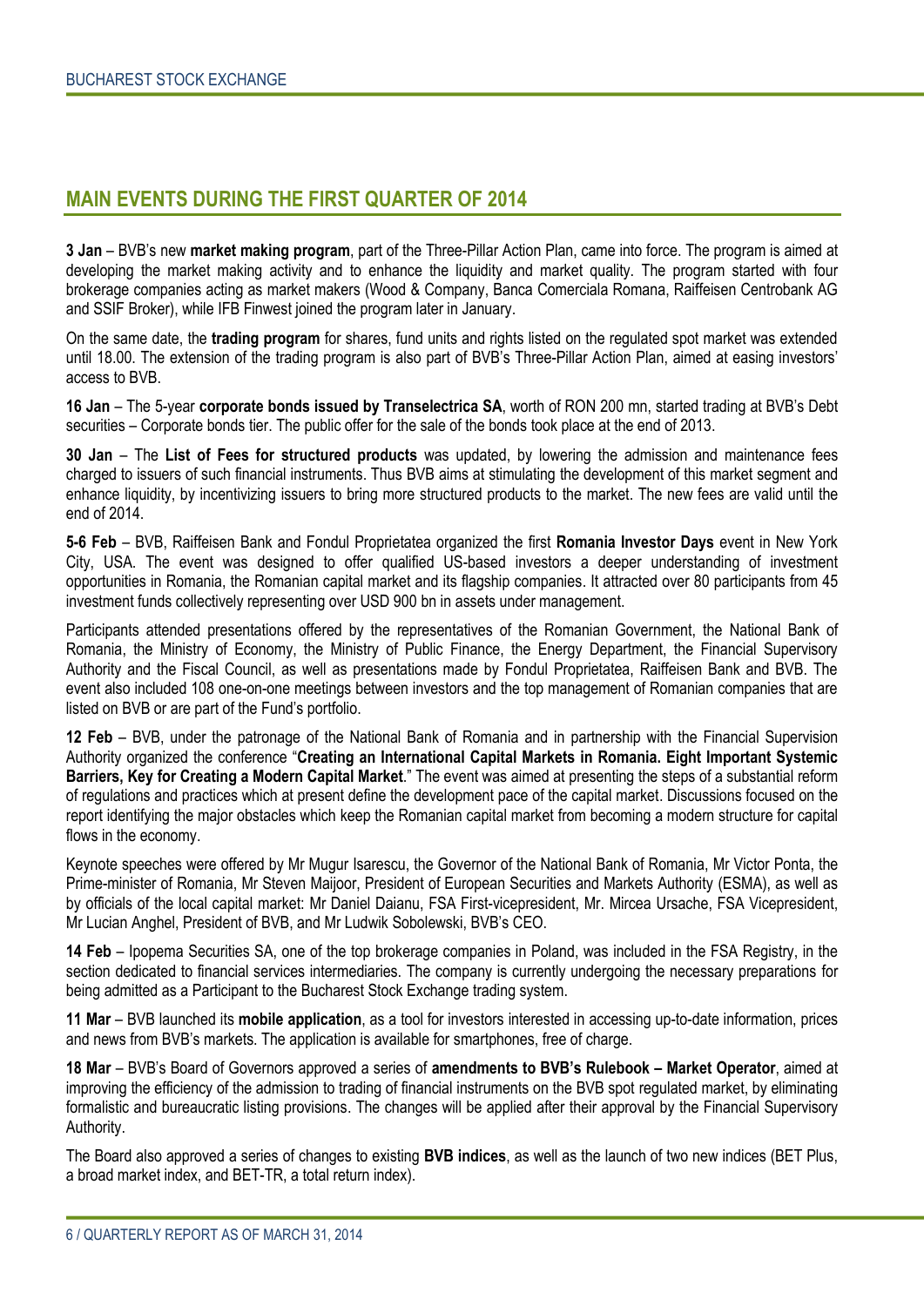## MAIN EVENTS DURING THE FIRST QUARTER OF 2014

**3 Jan** – BVB's new **market making program**, part of the Three-Pillar Action Plan, came into force. The program is aimed at developing the market making activity and to enhance the liquidity and market quality. The program started with four brokerage companies acting as market makers (Wood & Company, Banca Comerciala Romana, Raiffeisen Centrobank AG and SSIF Broker), while IFB Finwest joined the program later in January.

On the same date, the **trading program** for shares, fund units and rights listed on the regulated spot market was extended until 18.00. The extension of the trading program is also part of BVB's Three-Pillar Action Plan, aimed at easing investors' access to BVB.

**16 Jan** – The 5-year **corporate bonds issued by Transelectrica SA**, worth of RON 200 mn, started trading at BVB's Debt securities – Corporate bonds tier. The public offer for the sale of the bonds took place at the end of 2013.

**30 Jan** – The **List of Fees for structured products** was updated, by lowering the admission and maintenance fees charged to issuers of such financial instruments. Thus BVB aims at stimulating the development of this market segment and enhance liquidity, by incentivizing issuers to bring more structured products to the market. The new fees are valid until the end of 2014.

**5-6 Feb** – BVB, Raiffeisen Bank and Fondul Proprietatea organized the first **Romania Investor Days** event in New York City, USA. The event was designed to offer qualified US-based investors a deeper understanding of investment opportunities in Romania, the Romanian capital market and its flagship companies. It attracted over 80 participants from 45 investment funds collectively representing over USD 900 bn in assets under management.

Participants attended presentations offered by the representatives of the Romanian Government, the National Bank of Romania, the Ministry of Economy, the Ministry of Public Finance, the Energy Department, the Financial Supervisory Authority and the Fiscal Council, as well as presentations made by Fondul Proprietatea, Raiffeisen Bank and BVB. The event also included 108 one-on-one meetings between investors and the top management of Romanian companies that are listed on BVB or are part of the Fund's portfolio.

**12 Feb** – BVB, under the patronage of the National Bank of Romania and in partnership with the Financial Supervision Authority organized the conference "**Creating an International Capital Markets in Romania. Eight Important Systemic Barriers, Key for Creating a Modern Capital Market**." The event was aimed at presenting the steps of a substantial reform of regulations and practices which at present define the development pace of the capital market. Discussions focused on the report identifying the major obstacles which keep the Romanian capital market from becoming a modern structure for capital flows in the economy.

Keynote speeches were offered by Mr Mugur Isarescu, the Governor of the National Bank of Romania, Mr Victor Ponta, the Prime-minister of Romania, Mr Steven Maijoor, President of European Securities and Markets Authority (ESMA), as well as by officials of the local capital market: Mr Daniel Daianu, FSA First-vicepresident, Mr. Mircea Ursache, FSA Vicepresident, Mr Lucian Anghel, President of BVB, and Mr Ludwik Sobolewski, BVB's CEO.

**14 Feb** – Ipopema Securities SA, one of the top brokerage companies in Poland, was included in the FSA Registry, in the section dedicated to financial services intermediaries. The company is currently undergoing the necessary preparations for being admitted as a Participant to the Bucharest Stock Exchange trading system.

**11 Mar** – BVB launched its **mobile application**, as a tool for investors interested in accessing up-to-date information, prices and news from BVB's markets. The application is available for smartphones, free of charge.

**18 Mar** – BVB's Board of Governors approved a series of **amendments to BVB's Rulebook – Market Operator**, aimed at improving the efficiency of the admission to trading of financial instruments on the BVB spot regulated market, by eliminating formalistic and bureaucratic listing provisions. The changes will be applied after their approval by the Financial Supervisory Authority.

The Board also approved a series of changes to existing **BVB indices**, as well as the launch of two new indices (BET Plus, a broad market index, and BET-TR, a total return index).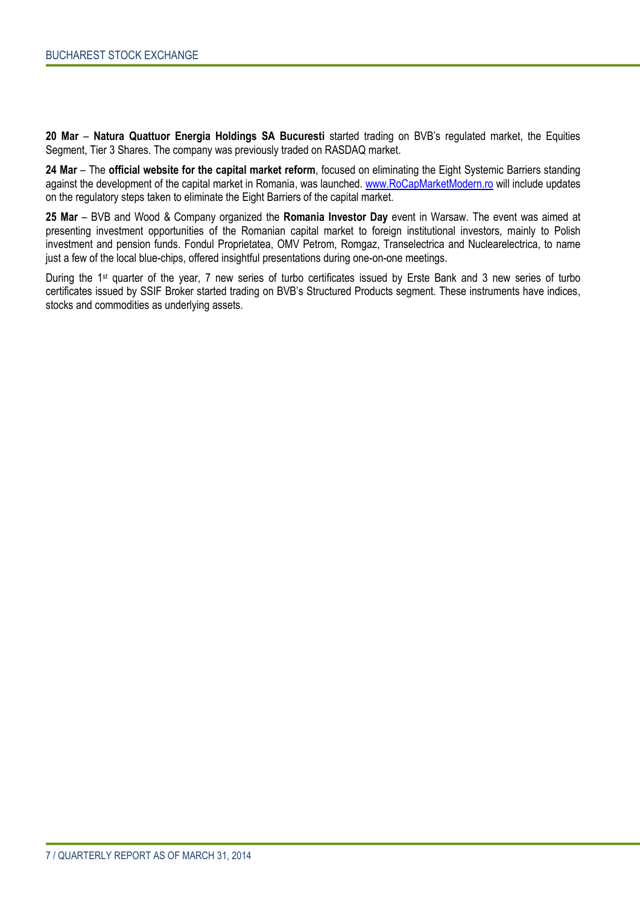**20 Mar** – **Natura Quattuor Energia Holdings SA Bucuresti** started trading on BVB's regulated market, the Equities Segment, Tier 3 Shares. The company was previously traded on RASDAQ market.

**24 Mar** – The **official website for the capital market reform**, focused on eliminating the Eight Systemic Barriers standing against the development of the capital market in Romania, was launched. www.RoCapMarketModern.ro will include updates on the regulatory steps taken to eliminate the Eight Barriers of the capital market.

**25 Mar** – BVB and Wood & Company organized the **Romania Investor Day** event in Warsaw. The event was aimed at presenting investment opportunities of the Romanian capital market to foreign institutional investors, mainly to Polish investment and pension funds. Fondul Proprietatea, OMV Petrom, Romgaz, Transelectrica and Nuclearelectrica, to name just a few of the local blue-chips, offered insightful presentations during one-on-one meetings.

During the 1st quarter of the year, 7 new series of turbo certificates issued by Erste Bank and 3 new series of turbo certificates issued by SSIF Broker started trading on BVB's Structured Products segment. These instruments have indices, stocks and commodities as underlying assets.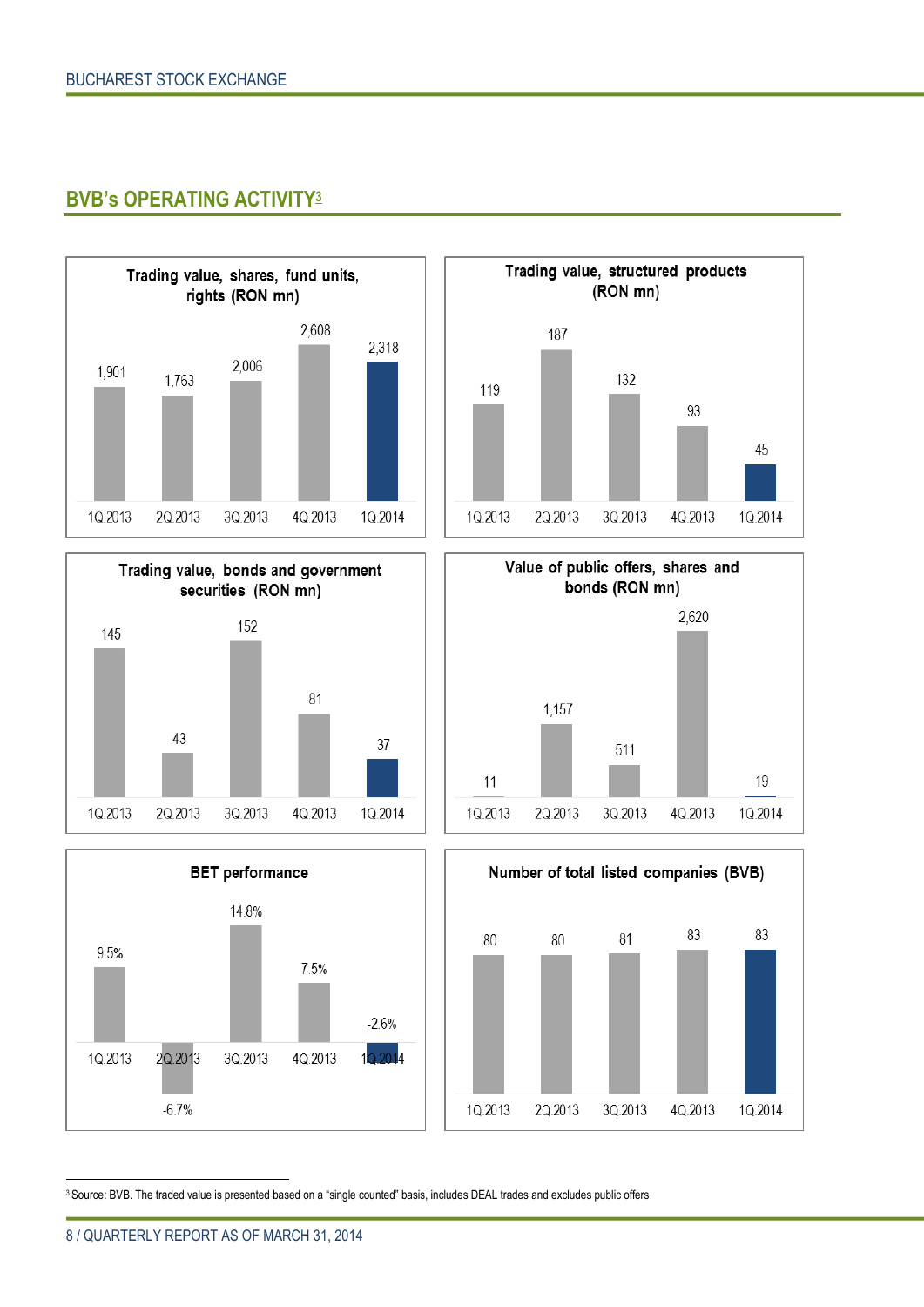## BVB's OPERATING ACTIVITY[3]

Trading value, shares, fund units, rights (RON mn)

1,901
1,763
2,006
2,608
2,318

1Q 2013 2Q 2013 3Q 2013 4Q 2013 1Q 2014

Trading value, structured products (RON mn)

119
187
132
93
45

1Q 2013 2Q 2013 3Q 2013 4Q 2013 1Q 2014

Trading value, bonds and government securities (RON mn)

145
43
152
81
37

1Q 2013 2Q 2013 3Q 2013 4Q 2013 1Q 2014

Value of public offers, shares and bonds (RON mn)

11
1,157
511
2,620
19

1Q 2013 2Q 2013 3Q 2013 4Q 2013 1Q 2014

BET performance

9.5%
-6.7%
14.8%
7.5%
-2.6%

1Q 2013 2Q 2013 3Q 2013 4Q 2013 1Q 2014

Number of total listed companies (BVB)

80
80
81
83
83

1Q 2013 2Q 2013 3Q 2013 4Q 2013 1Q 2014

[3] Source: BVB. The traded value is presented based on a "single counted" basis, includes DEAL trades and excludes public offers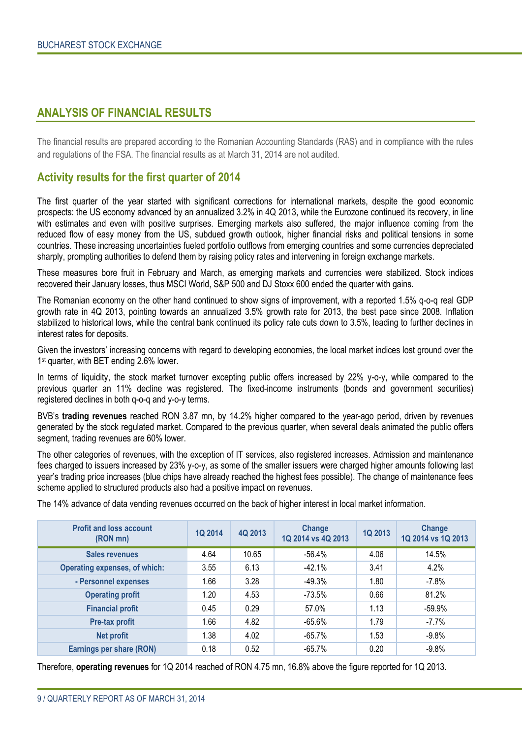## ANALYSIS OF FINANCIAL RESULTS

The financial results are prepared according to the Romanian Accounting Standards (RAS) and in compliance with the rules and regulations of the FSA. The financial results as at March 31, 2014 are not audited.

### Activity results for the first quarter of 2014

The first quarter of the year started with significant corrections for international markets, despite the good economic prospects: the US economy advanced by an annualized 3.2% in 4Q 2013, while the Eurozone continued its recovery, in line with estimates and even with positive surprises. Emerging markets also suffered, the major influence coming from the reduced flow of easy money from the US, subdued growth outlook, higher financial risks and political tensions in some countries. These increasing uncertainties fueled portfolio outflows from emerging countries and some currencies depreciated sharply, prompting authorities to defend them by raising policy rates and intervening in foreign exchange markets.

These measures bore fruit in February and March, as emerging markets and currencies were stabilized. Stock indices recovered their January losses, thus MSCI World, S&P 500 and DJ Stoxx 600 ended the quarter with gains.

The Romanian economy on the other hand continued to show signs of improvement, with a reported 1.5% q-o-q real GDP growth rate in 4Q 2013, pointing towards an annualized 3.5% growth rate for 2013, the best pace since 2008. Inflation stabilized to historical lows, while the central bank continued its policy rate cuts down to 3.5%, leading to further declines in interest rates for deposits.

Given the investors' increasing concerns with regard to developing economies, the local market indices lost ground over the 1st quarter, with BET ending 2.6% lower.

In terms of liquidity, the stock market turnover excepting public offers increased by 22% y-o-y, while compared to the previous quarter an 11% decline was registered. The fixed-income instruments (bonds and government securities) registered declines in both q-o-q and y-o-y terms.

BVB's **trading revenues** reached RON 3.87 mn, by 14.2% higher compared to the year-ago period, driven by revenues generated by the stock regulated market. Compared to the previous quarter, when several deals animated the public offers segment, trading revenues are 60% lower.

The other categories of revenues, with the exception of IT services, also registered increases. Admission and maintenance fees charged to issuers increased by 23% y-o-y, as some of the smaller issuers were charged higher amounts following last year's trading price increases (blue chips have already reached the highest fees possible). The change of maintenance fees scheme applied to structured products also had a positive impact on revenues.

The 14% advance of data vending revenues occurred on the back of higher interest in local market information.

| Profit and loss account (RON mn) | 1Q 2014 | 4Q 2013 | Change 1Q 2014 vs 4Q 2013 | 1Q 2013 | Change 1Q 2014 vs 1Q 2013 |
|---|---|---|---|---|---|
| Sales revenues | 4.64 | 10.65 | -56.4% | 4.06 | 14.5% |
| Operating expenses, of which: | 3.55 | 6.13 | -42.1% | 3.41 | 4.2% |
| - Personnel expenses | 1.66 | 3.28 | -49.3% | 1.80 | -7.8% |
| Operating profit | 1.20 | 4.53 | -73.5% | 0.66 | 81.2% |
| Financial profit | 0.45 | 0.29 | 57.0% | 1.13 | -59.9% |
| Pre-tax profit | 1.66 | 4.82 | -65.6% | 1.79 | -7.7% |
| Net profit | 1.38 | 4.02 | -65.7% | 1.53 | -9.8% |
| Earnings per share (RON) | 0.18 | 0.52 | -65.7% | 0.20 | -9.8% |

Therefore, **operating revenues** for 1Q 2014 reached of RON 4.75 mn, 16.8% above the figure reported for 1Q 2013.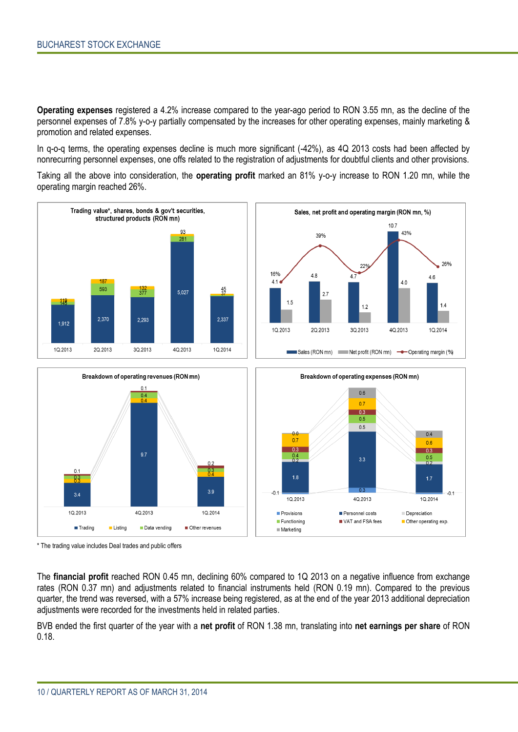**Operating expenses** registered a 4.2% increase compared to the year-ago period to RON 3.55 mn, as the decline of the personnel expenses of 7.8% y-o-y partially compensated by the increases for other operating expenses, mainly marketing & promotion and related expenses.

In q-o-q terms, the operating expenses decline is much more significant (-42%), as 4Q 2013 costs had been affected by nonrecurring personnel expenses, one offs related to the registration of adjustments for doubtful clients and other provisions.

Taking all the above into consideration, the **operating profit** marked an 81% y-o-y increase to RON 1.20 mn, while the operating margin reached 26%.

Trading value*, shares, bonds & gov't securities, structured products (RON mn)

1Q.2013: 1,912; 145; 119
2Q.2013: 2,370; 593; 187
3Q.2013: 2,293; 377; 132
4Q.2013: 5,027; 281; 93
1Q.2014: 2,337; 37; 45

Sales, net profit and operating margin (RON mn, %)

1Q.2013: 4.1; 1.5; 16%
2Q.2013: 4.8; 2.7; 39%
3Q.2013: 4.7; 1.2; 22%
4Q.2013: 10.7; 4.0; 43%
1Q.2014: 4.6; 1.4; 26%

Sales (RON mn) | Net profit (RON mn) | Operating margin (%)

Breakdown of operating revenues (RON mn)

1Q.2013: 3.4; 0.3; 0.3; 0.1
4Q.2013: 9.7; 0.4; 0.4; 0.1
1Q.2014: 3.9; 0.4; 0.3; 0.2

Trading | Listing | Data vending | Other revenues

Breakdown of operating expenses (RON mn)

1Q.2013: -0.1; 1.8; 0.2; 0.4; 0.3; 0.7; 0.0
4Q.2013: 0.3; 3.3; 0.5; 0.5; 0.3; 0.7; 0.6
1Q.2014: -0.1; 1.7; 0.2; 0.5; 0.3; 0.6; 0.4

Provisions | Personnel costs | Depreciation | Functioning | VAT and FSA fees | Other operating exp. | Marketing

\* The trading value includes Deal trades and public offers

The **financial profit** reached RON 0.45 mn, declining 60% compared to 1Q 2013 on a negative influence from exchange rates (RON 0.37 mn) and adjustments related to financial instruments held (RON 0.19 mn). Compared to the previous quarter, the trend was reversed, with a 57% increase being registered, as at the end of the year 2013 additional depreciation adjustments were recorded for the investments held in related parties.

BVB ended the first quarter of the year with a **net profit** of RON 1.38 mn, translating into **net earnings per share** of RON 0.18.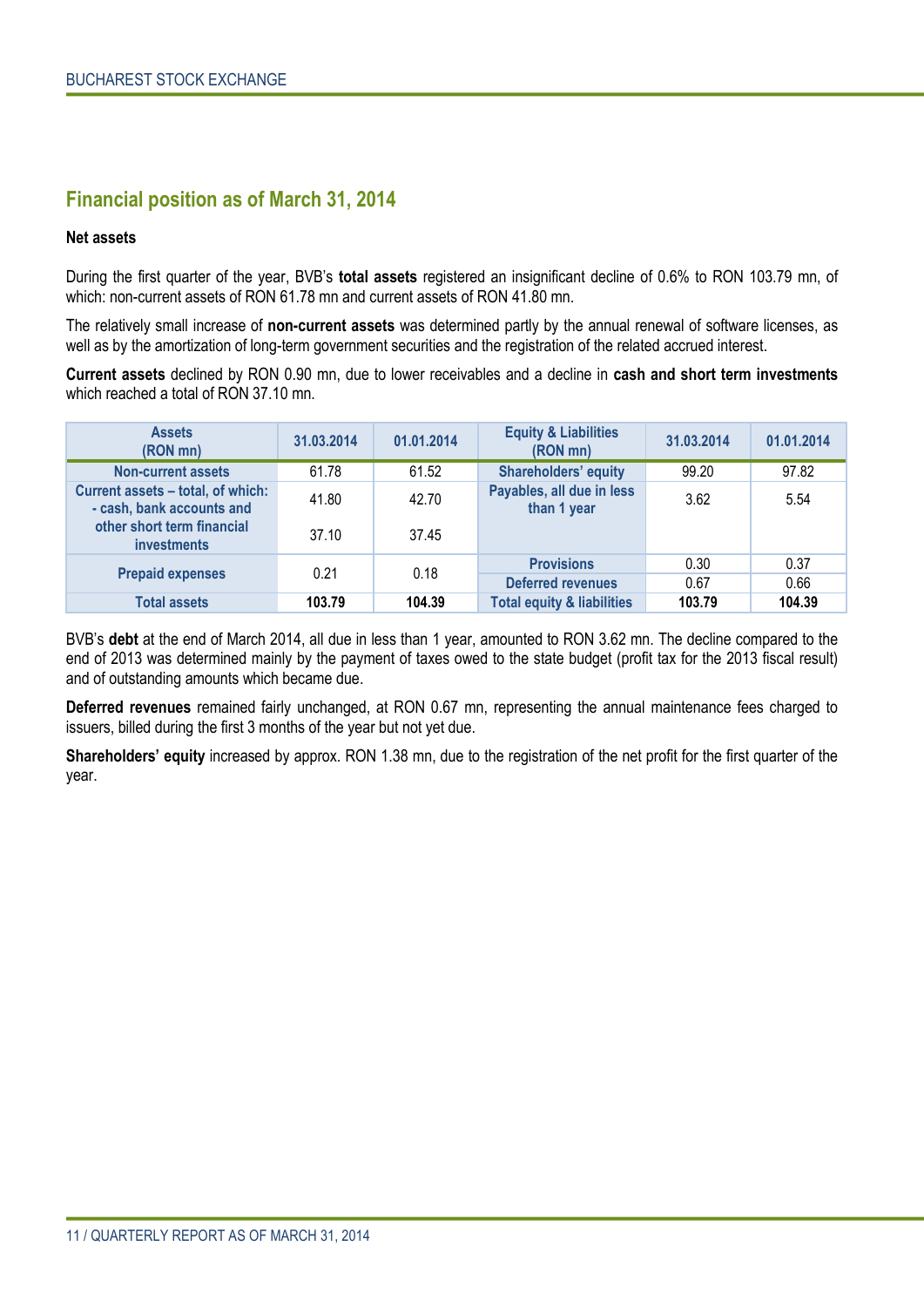## Financial position as of March 31, 2014

**Net assets**

During the first quarter of the year, BVB's **total assets** registered an insignificant decline of 0.6% to RON 103.79 mn, of which: non-current assets of RON 61.78 mn and current assets of RON 41.80 mn.

The relatively small increase of **non-current assets** was determined partly by the annual renewal of software licenses, as well as by the amortization of long-term government securities and the registration of the related accrued interest.

**Current assets** declined by RON 0.90 mn, due to lower receivables and a decline in **cash and short term investments** which reached a total of RON 37.10 mn.

| Assets (RON mn) | 31.03.2014 | 01.01.2014 | Equity & Liabilities (RON mn) | 31.03.2014 | 01.01.2014 |
|---|---|---|---|---|---|
| Non-current assets | 61.78 | 61.52 | Shareholders' equity | 99.20 | 97.82 |
| Current assets – total, of which: | 41.80 | 42.70 | Payables, all due in less than 1 year | 3.62 | 5.54 |
| - cash, bank accounts and other short term financial investments | 37.10 | 37.45 | | | |
| Prepaid expenses | 0.21 | 0.18 | Provisions | 0.30 | 0.37 |
| | | | Deferred revenues | 0.67 | 0.66 |
| **Total assets** | **103.79** | **104.39** | **Total equity & liabilities** | **103.79** | **104.39** |

BVB's **debt** at the end of March 2014, all due in less than 1 year, amounted to RON 3.62 mn. The decline compared to the end of 2013 was determined mainly by the payment of taxes owed to the state budget (profit tax for the 2013 fiscal result) and of outstanding amounts which became due.

**Deferred revenues** remained fairly unchanged, at RON 0.67 mn, representing the annual maintenance fees charged to issuers, billed during the first 3 months of the year but not yet due.

**Shareholders' equity** increased by approx. RON 1.38 mn, due to the registration of the net profit for the first quarter of the year.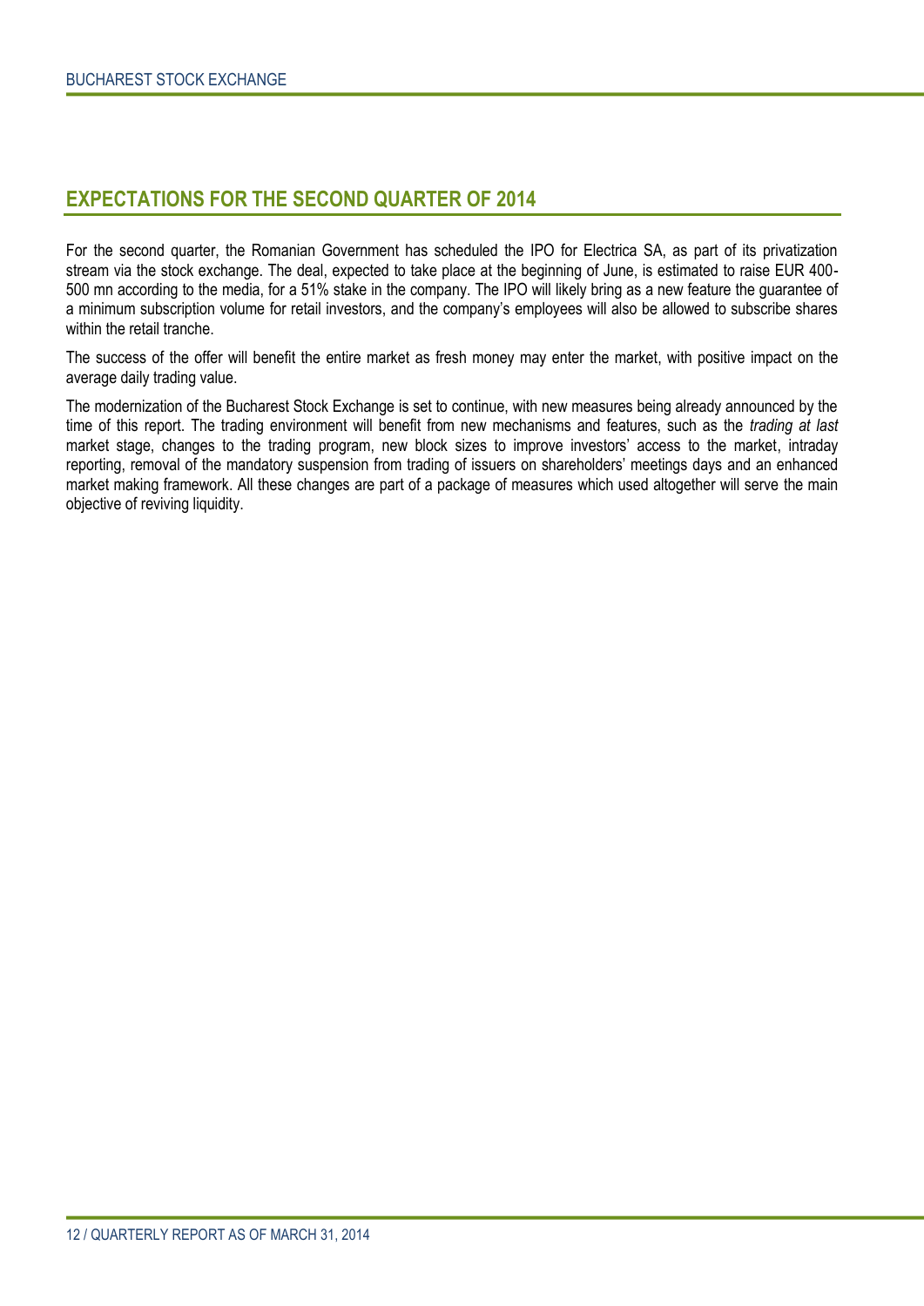## EXPECTATIONS FOR THE SECOND QUARTER OF 2014

For the second quarter, the Romanian Government has scheduled the IPO for Electrica SA, as part of its privatization stream via the stock exchange. The deal, expected to take place at the beginning of June, is estimated to raise EUR 400-500 mn according to the media, for a 51% stake in the company. The IPO will likely bring as a new feature the guarantee of a minimum subscription volume for retail investors, and the company's employees will also be allowed to subscribe shares within the retail tranche.

The success of the offer will benefit the entire market as fresh money may enter the market, with positive impact on the average daily trading value.

The modernization of the Bucharest Stock Exchange is set to continue, with new measures being already announced by the time of this report. The trading environment will benefit from new mechanisms and features, such as the *trading at last* market stage, changes to the trading program, new block sizes to improve investors' access to the market, intraday reporting, removal of the mandatory suspension from trading of issuers on shareholders' meetings days and an enhanced market making framework. All these changes are part of a package of measures which used altogether will serve the main objective of reviving liquidity.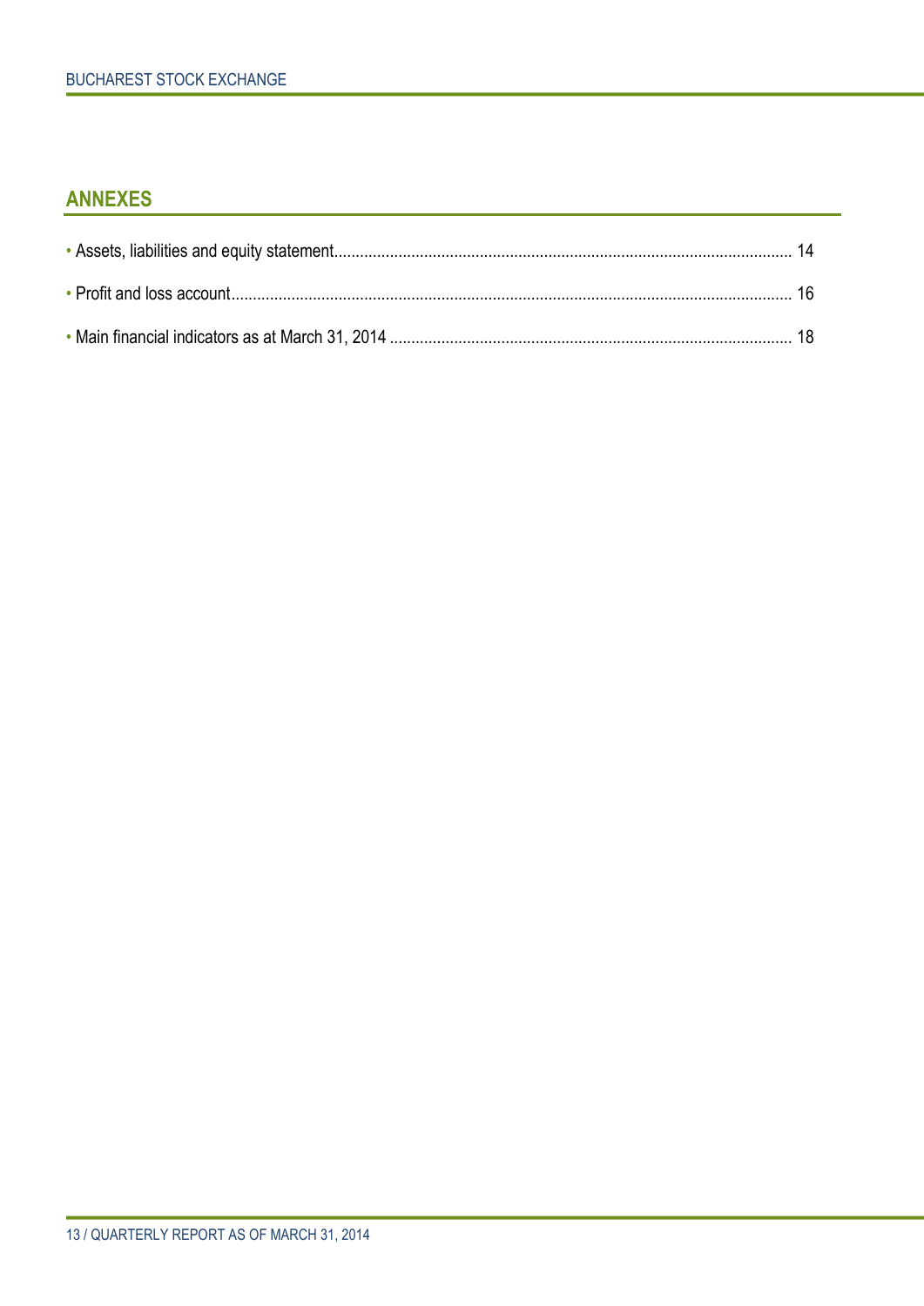## ANNEXES

- Assets, liabilities and equity statement........................................................................................................ 14
- Profit and loss account................................................................................................................................ 16
- Main financial indicators as at March 31, 2014 ........................................................................................... 18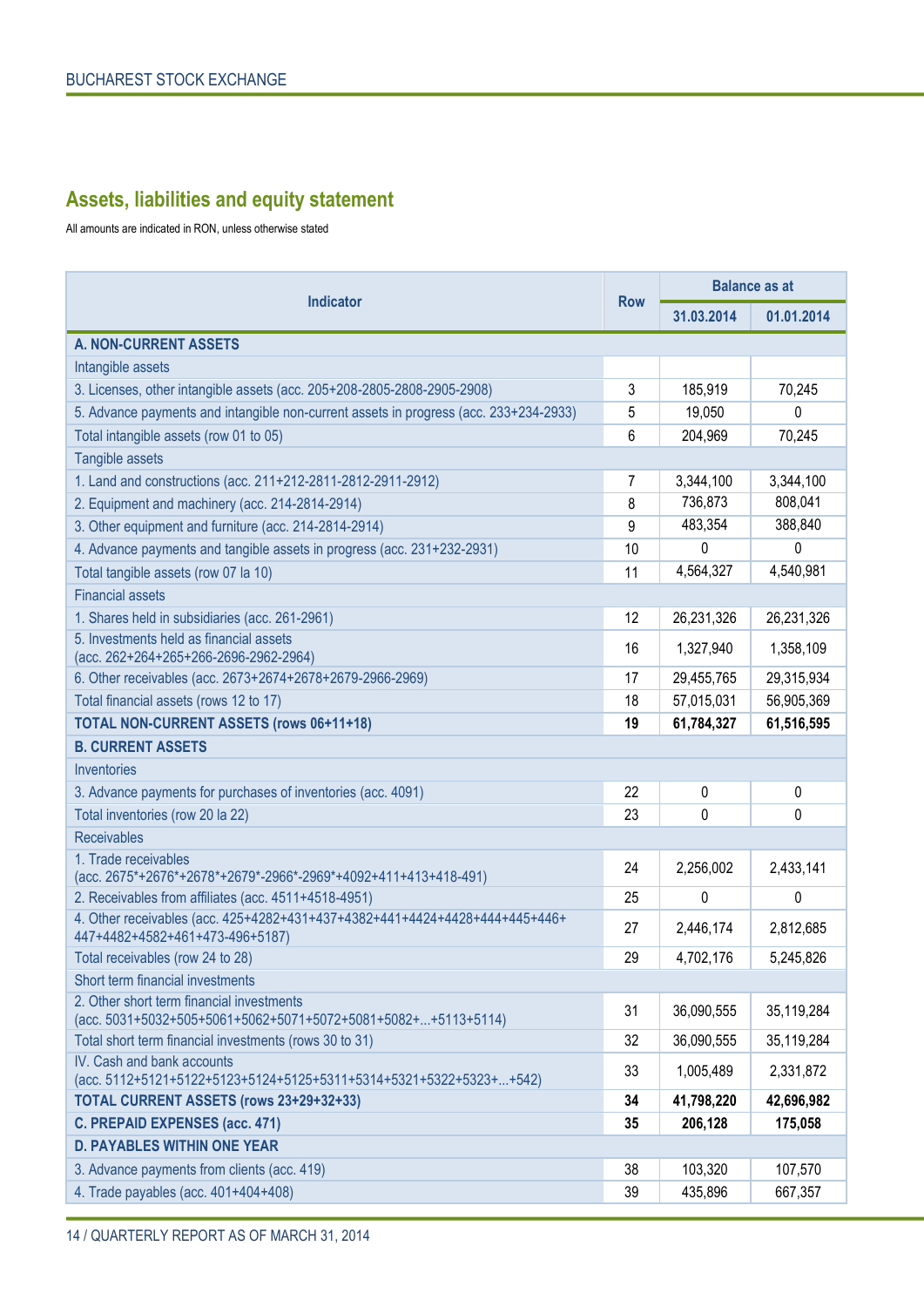## Assets, liabilities and equity statement

All amounts are indicated in RON, unless otherwise stated

| Indicator | Row | Balance as at | |
|---|---|---|---|
| | | 31.03.2014 | 01.01.2014 |
| **A. NON-CURRENT ASSETS** | | | |
| Intangible assets | | | |
| 3. Licenses, other intangible assets (acc. 205+208-2805-2808-2905-2908) | 3 | 185,919 | 70,245 |
| 5. Advance payments and intangible non-current assets in progress (acc. 233+234-2933) | 5 | 19,050 | 0 |
| Total intangible assets (row 01 to 05) | 6 | 204,969 | 70,245 |
| Tangible assets | | | |
| 1. Land and constructions (acc. 211+212-2811-2812-2911-2912) | 7 | 3,344,100 | 3,344,100 |
| 2. Equipment and machinery (acc. 214-2814-2914) | 8 | 736,873 | 808,041 |
| 3. Other equipment and furniture (acc. 214-2814-2914) | 9 | 483,354 | 388,840 |
| 4. Advance payments and tangible assets in progress (acc. 231+232-2931) | 10 | 0 | 0 |
| Total tangible assets (row 07 la 10) | 11 | 4,564,327 | 4,540,981 |
| Financial assets | | | |
| 1. Shares held in subsidiaries (acc. 261-2961) | 12 | 26,231,326 | 26,231,326 |
| 5. Investments held as financial assets (acc. 262+264+265+266-2696-2962-2964) | 16 | 1,327,940 | 1,358,109 |
| 6. Other receivables (acc. 2673+2674+2678+2679-2966-2969) | 17 | 29,455,765 | 29,315,934 |
| Total financial assets (rows 12 to 17) | 18 | 57,015,031 | 56,905,369 |
| **TOTAL NON-CURRENT ASSETS (rows 06+11+18)** | **19** | **61,784,327** | **61,516,595** |
| **B. CURRENT ASSETS** | | | |
| Inventories | | | |
| 3. Advance payments for purchases of inventories (acc. 4091) | 22 | 0 | 0 |
| Total inventories (row 20 la 22) | 23 | 0 | 0 |
| Receivables | | | |
| 1. Trade receivables (acc. 2675*+2676*+2678*+2679*-2966*-2969*+4092+411+413+418-491) | 24 | 2,256,002 | 2,433,141 |
| 2. Receivables from affiliates (acc. 4511+4518-4951) | 25 | 0 | 0 |
| 4. Other receivables (acc. 425+4282+431+437+4382+441+4424+4428+444+445+446+447+4482+4582+461+473-496+5187) | 27 | 2,446,174 | 2,812,685 |
| Total receivables (row 24 to 28) | 29 | 4,702,176 | 5,245,826 |
| Short term financial investments | | | |
| 2. Other short term financial investments (acc. 5031+5032+505+5061+5062+5071+5072+5081+5082+...+5113+5114) | 31 | 36,090,555 | 35,119,284 |
| Total short term financial investments (rows 30 to 31) | 32 | 36,090,555 | 35,119,284 |
| IV. Cash and bank accounts (acc. 5112+5121+5122+5123+5124+5125+5311+5314+5321+5322+5323+...+542) | 33 | 1,005,489 | 2,331,872 |
| **TOTAL CURRENT ASSETS (rows 23+29+32+33)** | **34** | **41,798,220** | **42,696,982** |
| **C. PREPAID EXPENSES (acc. 471)** | **35** | **206,128** | **175,058** |
| **D. PAYABLES WITHIN ONE YEAR** | | | |
| 3. Advance payments from clients (acc. 419) | 38 | 103,320 | 107,570 |
| 4. Trade payables (acc. 401+404+408) | 39 | 435,896 | 667,357 |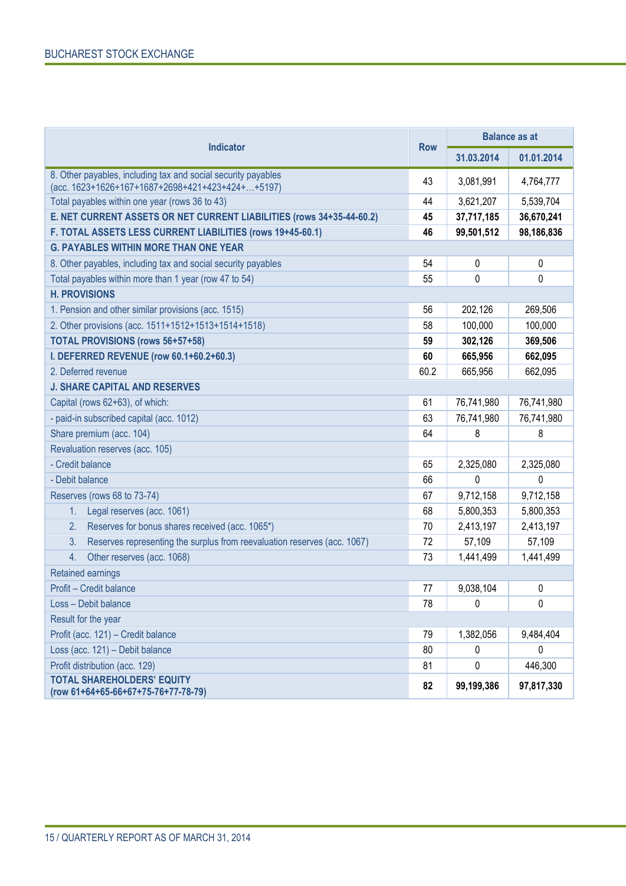| Indicator | Row | Balance as at | |
|---|---|---|---|
| | | 31.03.2014 | 01.01.2014 |
| 8. Other payables, including tax and social security payables (acc. 1623+1626+167+1687+2698+421+423+424+…+5197) | 43 | 3,081,991 | 4,764,777 |
| Total payables within one year (rows 36 to 43) | 44 | 3,621,207 | 5,539,704 |
| **E. NET CURRENT ASSETS OR NET CURRENT LIABILITIES (rows 34+35-44-60.2)** | **45** | **37,717,185** | **36,670,241** |
| **F. TOTAL ASSETS LESS CURRENT LIABILITIES (rows 19+45-60.1)** | **46** | **99,501,512** | **98,186,836** |
| **G. PAYABLES WITHIN MORE THAN ONE YEAR** | | | |
| 8. Other payables, including tax and social security payables | 54 | 0 | 0 |
| Total payables within more than 1 year (row 47 to 54) | 55 | 0 | 0 |
| **H. PROVISIONS** | | | |
| 1. Pension and other similar provisions (acc. 1515) | 56 | 202,126 | 269,506 |
| 2. Other provisions (acc. 1511+1512+1513+1514+1518) | 58 | 100,000 | 100,000 |
| **TOTAL PROVISIONS (rows 56+57+58)** | **59** | **302,126** | **369,506** |
| **I. DEFERRED REVENUE (row 60.1+60.2+60.3)** | **60** | **665,956** | **662,095** |
| 2. Deferred revenue | 60.2 | 665,956 | 662,095 |
| **J. SHARE CAPITAL AND RESERVES** | | | |
| Capital (rows 62+63), of which: | 61 | 76,741,980 | 76,741,980 |
| - paid-in subscribed capital (acc. 1012) | 63 | 76,741,980 | 76,741,980 |
| Share premium (acc. 104) | 64 | 8 | 8 |
| Revaluation reserves (acc. 105) | | | |
| - Credit balance | 65 | 2,325,080 | 2,325,080 |
| - Debit balance | 66 | 0 | 0 |
| Reserves (rows 68 to 73-74) | 67 | 9,712,158 | 9,712,158 |
| 1. Legal reserves (acc. 1061) | 68 | 5,800,353 | 5,800,353 |
| 2. Reserves for bonus shares received (acc. 1065*) | 70 | 2,413,197 | 2,413,197 |
| 3. Reserves representing the surplus from reevaluation reserves (acc. 1067) | 72 | 57,109 | 57,109 |
| 4. Other reserves (acc. 1068) | 73 | 1,441,499 | 1,441,499 |
| Retained earnings | | | |
| Profit – Credit balance | 77 | 9,038,104 | 0 |
| Loss – Debit balance | 78 | 0 | 0 |
| Result for the year | | | |
| Profit (acc. 121) – Credit balance | 79 | 1,382,056 | 9,484,404 |
| Loss (acc. 121) – Debit balance | 80 | 0 | 0 |
| Profit distribution (acc. 129) | 81 | 0 | 446,300 |
| **TOTAL SHAREHOLDERS' EQUITY (row 61+64+65-66+67+75-76+77-78-79)** | **82** | **99,199,386** | **97,817,330** |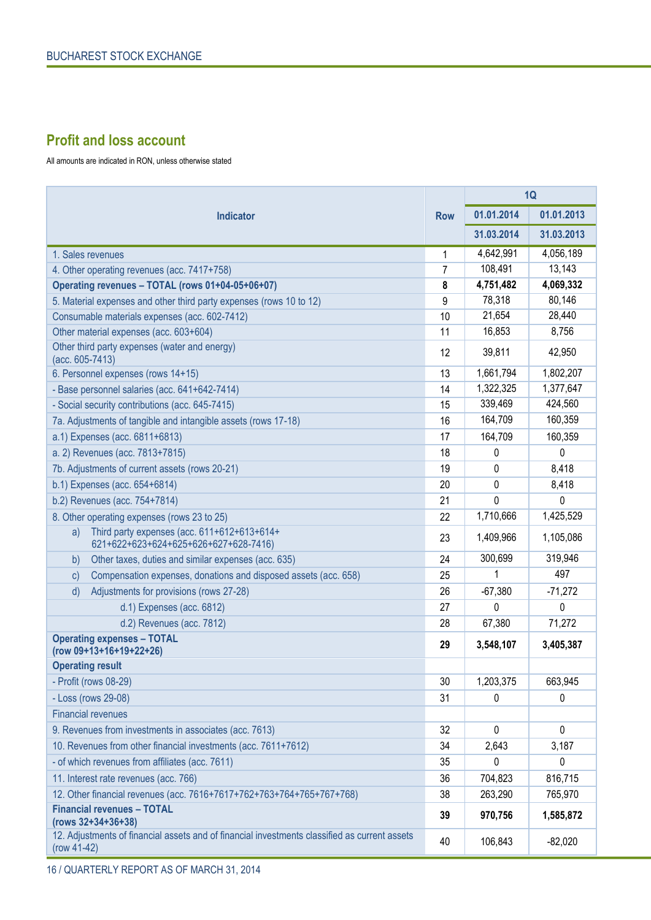## Profit and loss account

All amounts are indicated in RON, unless otherwise stated

| Indicator | Row | 1Q | |
|---|---|---|---|
| | | 01.01.2014<br>31.03.2014 | 01.01.2013<br>31.03.2013 |
| 1. Sales revenues | 1 | 4,642,991 | 4,056,189 |
| 4. Other operating revenues (acc. 7417+758) | 7 | 108,491 | 13,143 |
| **Operating revenues – TOTAL (rows 01+04-05+06+07)** | **8** | **4,751,482** | **4,069,332** |
| 5. Material expenses and other third party expenses (rows 10 to 12) | 9 | 78,318 | 80,146 |
| Consumable materials expenses (acc. 602-7412) | 10 | 21,654 | 28,440 |
| Other material expenses (acc. 603+604) | 11 | 16,853 | 8,756 |
| Other third party expenses (water and energy) (acc. 605-7413) | 12 | 39,811 | 42,950 |
| 6. Personnel expenses (rows 14+15) | 13 | 1,661,794 | 1,802,207 |
| - Base personnel salaries (acc. 641+642-7414) | 14 | 1,322,325 | 1,377,647 |
| - Social security contributions (acc. 645-7415) | 15 | 339,469 | 424,560 |
| 7a. Adjustments of tangible and intangible assets (rows 17-18) | 16 | 164,709 | 160,359 |
| a.1) Expenses (acc. 6811+6813) | 17 | 164,709 | 160,359 |
| a. 2) Revenues (acc. 7813+7815) | 18 | 0 | 0 |
| 7b. Adjustments of current assets (rows 20-21) | 19 | 0 | 8,418 |
| b.1) Expenses (acc. 654+6814) | 20 | 0 | 8,418 |
| b.2) Revenues (acc. 754+7814) | 21 | 0 | 0 |
| 8. Other operating expenses (rows 23 to 25) | 22 | 1,710,666 | 1,425,529 |
| a) Third party expenses (acc. 611+612+613+614+ 621+622+623+624+625+626+627+628-7416) | 23 | 1,409,966 | 1,105,086 |
| b) Other taxes, duties and similar expenses (acc. 635) | 24 | 300,699 | 319,946 |
| c) Compensation expenses, donations and disposed assets (acc. 658) | 25 | 1 | 497 |
| d) Adjustments for provisions (rows 27-28) | 26 | -67,380 | -71,272 |
| d.1) Expenses (acc. 6812) | 27 | 0 | 0 |
| d.2) Revenues (acc. 7812) | 28 | 67,380 | 71,272 |
| **Operating expenses – TOTAL (row 09+13+16+19+22+26)** | **29** | **3,548,107** | **3,405,387** |
| **Operating result** | | | |
| - Profit (rows 08-29) | 30 | 1,203,375 | 663,945 |
| - Loss (rows 29-08) | 31 | 0 | 0 |
| Financial revenues | | | |
| 9. Revenues from investments in associates (acc. 7613) | 32 | 0 | 0 |
| 10. Revenues from other financial investments (acc. 7611+7612) | 34 | 2,643 | 3,187 |
| - of which revenues from affiliates (acc. 7611) | 35 | 0 | 0 |
| 11. Interest rate revenues (acc. 766) | 36 | 704,823 | 816,715 |
| 12. Other financial revenues (acc. 7616+7617+762+763+764+765+767+768) | 38 | 263,290 | 765,970 |
| **Financial revenues – TOTAL (rows 32+34+36+38)** | **39** | **970,756** | **1,585,872** |
| 12. Adjustments of financial assets and of financial investments classified as current assets (row 41-42) | 40 | 106,843 | -82,020 |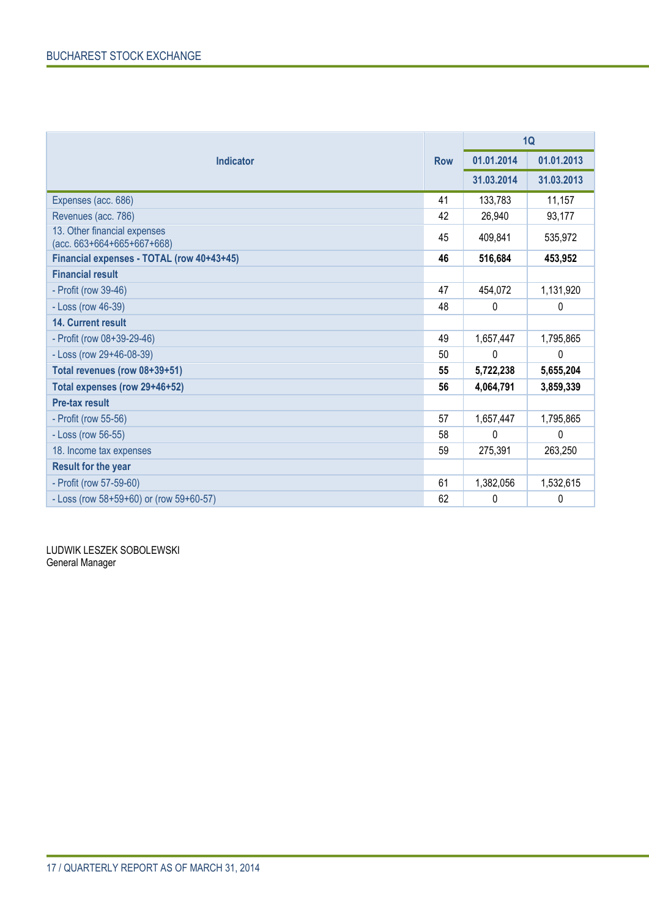| Indicator | Row | 1Q | |
|---|---|---|---|
| | | 01.01.2014 31.03.2014 | 01.01.2013 31.03.2013 |
| Expenses (acc. 686) | 41 | 133,783 | 11,157 |
| Revenues (acc. 786) | 42 | 26,940 | 93,177 |
| 13. Other financial expenses (acc. 663+664+665+667+668) | 45 | 409,841 | 535,972 |
| **Financial expenses - TOTAL (row 40+43+45)** | **46** | **516,684** | **453,952** |
| **Financial result** | | | |
| - Profit (row 39-46) | 47 | 454,072 | 1,131,920 |
| - Loss (row 46-39) | 48 | 0 | 0 |
| **14. Current result** | | | |
| - Profit (row 08+39-29-46) | 49 | 1,657,447 | 1,795,865 |
| - Loss (row 29+46-08-39) | 50 | 0 | 0 |
| **Total revenues (row 08+39+51)** | **55** | **5,722,238** | **5,655,204** |
| **Total expenses (row 29+46+52)** | **56** | **4,064,791** | **3,859,339** |
| **Pre-tax result** | | | |
| - Profit (row 55-56) | 57 | 1,657,447 | 1,795,865 |
| - Loss (row 56-55) | 58 | 0 | 0 |
| 18. Income tax expenses | 59 | 275,391 | 263,250 |
| **Result for the year** | | | |
| - Profit (row 57-59-60) | 61 | 1,382,056 | 1,532,615 |
| - Loss (row 58+59+60) or (row 59+60-57) | 62 | 0 | 0 |

LUDWIK LESZEK SOBOLEWSKI
General Manager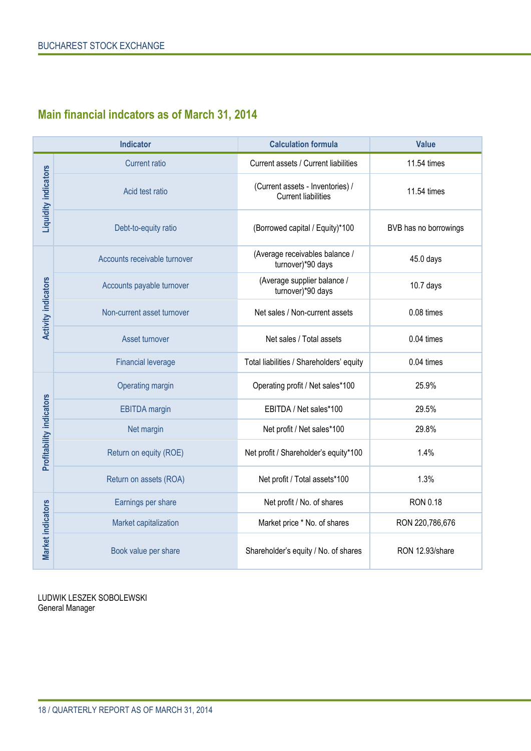## Main financial indcators as of March 31, 2014

| | Indicator | Calculation formula | Value |
|---|---|---|---|
| Liquidity indicators | Current ratio | Current assets / Current liabilities | 11.54 times |
| | Acid test ratio | (Current assets - Inventories) / Current liabilities | 11.54 times |
| | Debt-to-equity ratio | (Borrowed capital / Equity)*100 | BVB has no borrowings |
| Activity indicators | Accounts receivable turnover | (Average receivables balance / turnover)*90 days | 45.0 days |
| | Accounts payable turnover | (Average supplier balance / turnover)*90 days | 10.7 days |
| | Non-current asset turnover | Net sales / Non-current assets | 0.08 times |
| | Asset turnover | Net sales / Total assets | 0.04 times |
| | Financial leverage | Total liabilities / Shareholders' equity | 0.04 times |
| Profitability indicators | Operating margin | Operating profit / Net sales*100 | 25.9% |
| | EBITDA margin | EBITDA / Net sales*100 | 29.5% |
| | Net margin | Net profit / Net sales*100 | 29.8% |
| | Return on equity (ROE) | Net profit / Shareholder's equity*100 | 1.4% |
| | Return on assets (ROA) | Net profit / Total assets*100 | 1.3% |
| Market indicators | Earnings per share | Net profit / No. of shares | RON 0.18 |
| | Market capitalization | Market price * No. of shares | RON 220,786,676 |
| | Book value per share | Shareholder's equity / No. of shares | RON 12.93/share |

LUDWIK LESZEK SOBOLEWSKI
General Manager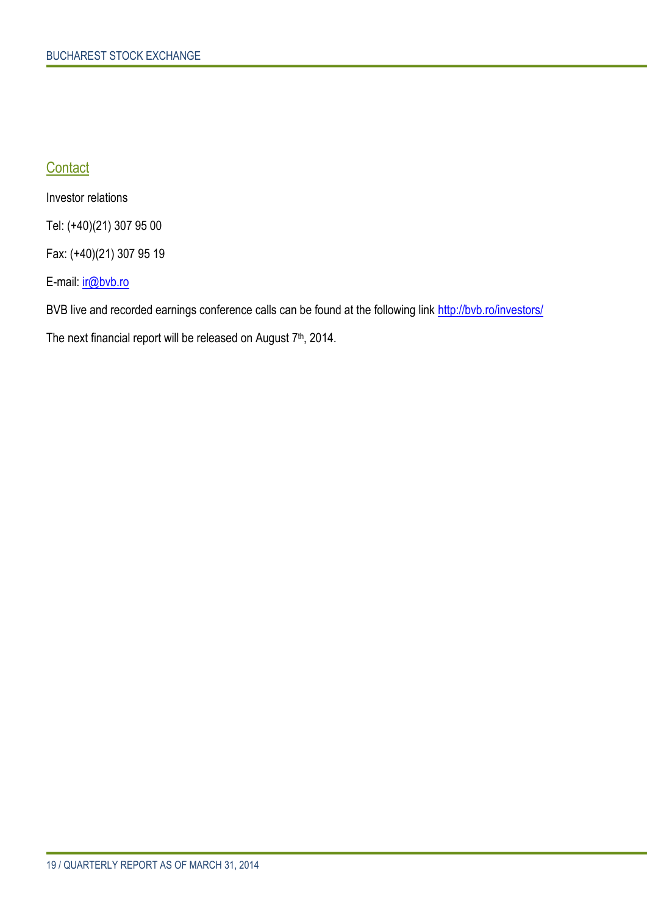## Contact

Investor relations

Tel: (+40)(21) 307 95 00

Fax: (+40)(21) 307 95 19

E-mail: ir@bvb.ro

BVB live and recorded earnings conference calls can be found at the following link http://bvb.ro/investors/

The next financial report will be released on August 7th, 2014.